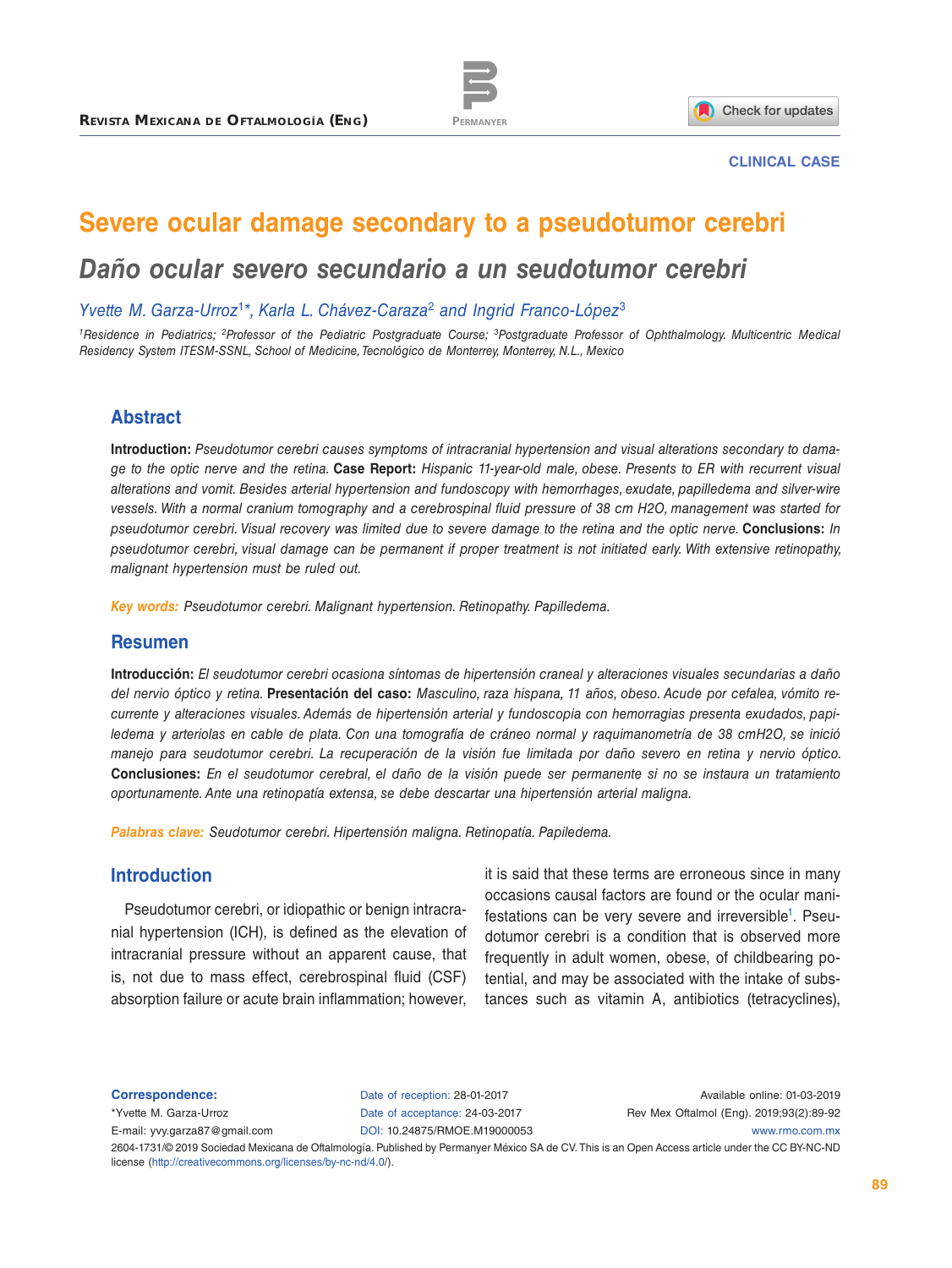CLINICAL CASE

# Severe ocular damage secondary to a pseudotumor cerebri

## *Daño ocular severo secundario a un seudotumor cerebri*

*Yvette M. Garza-Urroz[1]*, Karla L. Chávez-Caraza[2] and Ingrid Franco-López[3]*

[1]Residence in Pediatrics; [2]Professor of the Pediatric Postgraduate Course; [3]Postgraduate Professor of Ophthalmology. Multicentric Medical Residency System ITESM-SSNL, School of Medicine, Tecnológico de Monterrey, Monterrey, N.L., Mexico

## Abstract

**Introduction:** *Pseudotumor cerebri causes symptoms of intracranial hypertension and visual alterations secondary to damage to the optic nerve and the retina.* **Case Report:** *Hispanic 11-year-old male, obese. Presents to ER with recurrent visual alterations and vomit. Besides arterial hypertension and fundoscopy with hemorrhages, exudate, papilledema and silver-wire vessels. With a normal cranium tomography and a cerebrospinal fluid pressure of 38 cm H2O, management was started for pseudotumor cerebri. Visual recovery was limited due to severe damage to the retina and the optic nerve.* **Conclusions:** *In pseudotumor cerebri, visual damage can be permanent if proper treatment is not initiated early. With extensive retinopathy, malignant hypertension must be ruled out.*

**Key words:** *Pseudotumor cerebri. Malignant hypertension. Retinopathy. Papilledema.*

## Resumen

**Introducción:** *El seudotumor cerebri ocasiona síntomas de hipertensión craneal y alteraciones visuales secundarias a daño del nervio óptico y retina.* **Presentación del caso:** *Masculino, raza hispana, 11 años, obeso. Acude por cefalea, vómito recurrente y alteraciones visuales. Además de hipertensión arterial y fundoscopia con hemorragias presenta exudados, papiledema y arteriolas en cable de plata. Con una tomografía de cráneo normal y raquimanometría de 38 cmH2O, se inició manejo para seudotumor cerebri. La recuperación de la visión fue limitada por daño severo en retina y nervio óptico.* **Conclusiones:** *En el seudotumor cerebral, el daño de la visión puede ser permanente si no se instaura un tratamiento oportunamente. Ante una retinopatía extensa, se debe descartar una hipertensión arterial maligna.*

**Palabras clave:** *Seudotumor cerebri. Hipertensión maligna. Retinopatía. Papiledema.*

## Introduction

Pseudotumor cerebri, or idiopathic or benign intracranial hypertension (ICH), is defined as the elevation of intracranial pressure without an apparent cause, that is, not due to mass effect, cerebrospinal fluid (CSF) absorption failure or acute brain inflammation; however, it is said that these terms are erroneous since in many occasions causal factors are found or the ocular manifestations can be very severe and irreversible[1]. Pseudotumor cerebri is a condition that is observed more frequently in adult women, obese, of childbearing potential, and may be associated with the intake of substances such as vitamin A, antibiotics (tetracyclines),

**Correspondence:**
*Yvette M. Garza-Urroz
E-mail: yvy.garza87@gmail.com

Date of reception: 28-01-2017
Date of acceptance: 24-03-2017
DOI: 10.24875/RMOE.M19000053

Available online: 01-03-2019

2604-1731/© 2019 Sociedad Mexicana de Oftalmología. Published by Permanyer México SA de CV. This is an Open Access article under the CC BY-NC-ND license (http://creativecommons.org/licenses/by-nc-nd/4.0/).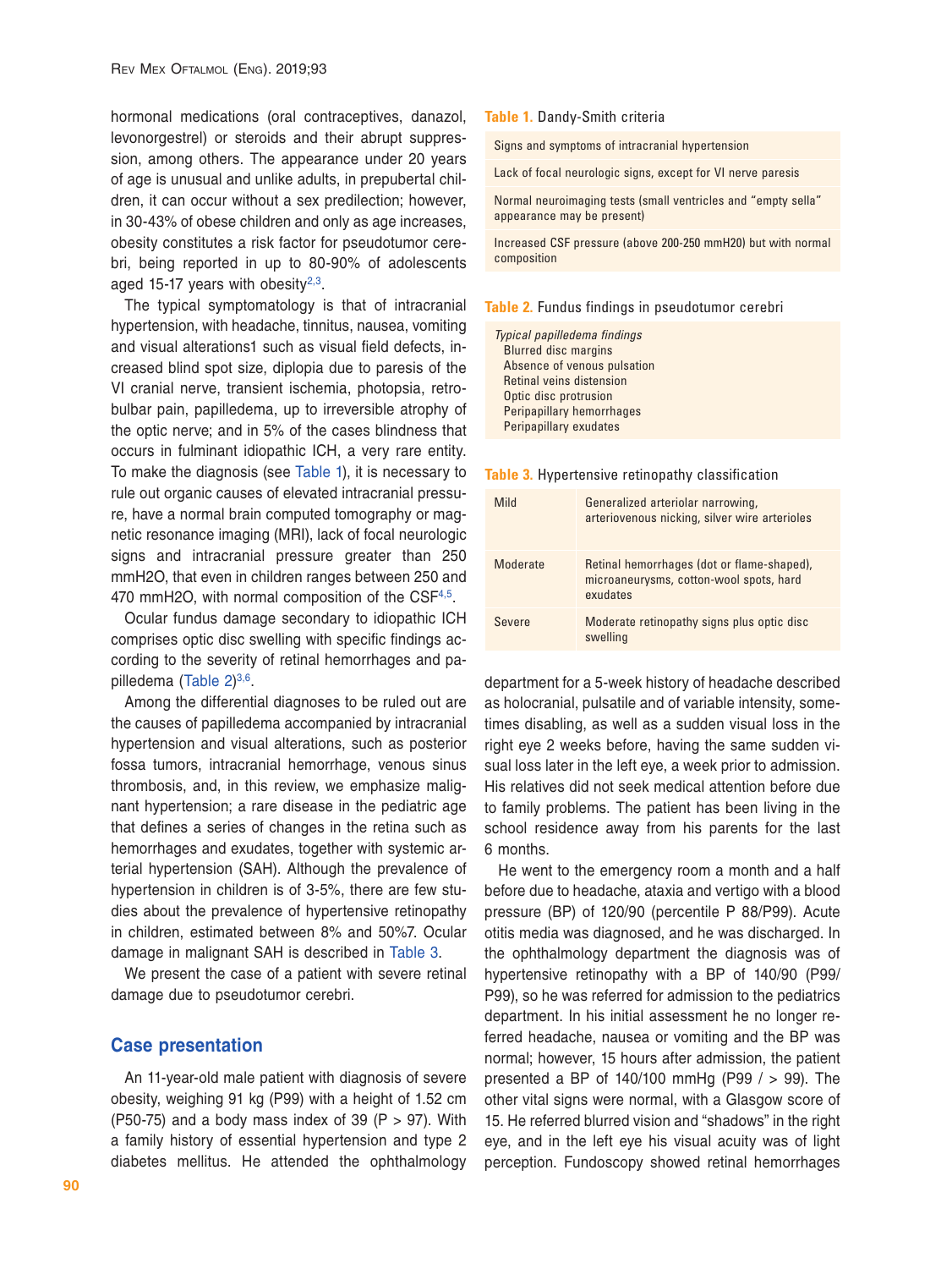hormonal medications (oral contraceptives, danazol, levonorgestrel) or steroids and their abrupt suppression, among others. The appearance under 20 years of age is unusual and unlike adults, in prepubertal children, it can occur without a sex predilection; however, in 30-43% of obese children and only as age increases, obesity constitutes a risk factor for pseudotumor cerebri, being reported in up to 80-90% of adolescents aged 15-17 years with obesity[2,3].

The typical symptomatology is that of intracranial hypertension, with headache, tinnitus, nausea, vomiting and visual alterations1 such as visual field defects, increased blind spot size, diplopia due to paresis of the VI cranial nerve, transient ischemia, photopsia, retrobulbar pain, papilledema, up to irreversible atrophy of the optic nerve; and in 5% of the cases blindness that occurs in fulminant idiopathic ICH, a very rare entity. To make the diagnosis (see Table 1), it is necessary to rule out organic causes of elevated intracranial pressure, have a normal brain computed tomography or magnetic resonance imaging (MRI), lack of focal neurologic signs and intracranial pressure greater than 250 mmH2O, that even in children ranges between 250 and 470 mmH2O, with normal composition of the CSF[4,5].

Ocular fundus damage secondary to idiopathic ICH comprises optic disc swelling with specific findings according to the severity of retinal hemorrhages and papilledema (Table 2)[3,6].

Among the differential diagnoses to be ruled out are the causes of papilledema accompanied by intracranial hypertension and visual alterations, such as posterior fossa tumors, intracranial hemorrhage, venous sinus thrombosis, and, in this review, we emphasize malignant hypertension; a rare disease in the pediatric age that defines a series of changes in the retina such as hemorrhages and exudates, together with systemic arterial hypertension (SAH). Although the prevalence of hypertension in children is of 3-5%, there are few studies about the prevalence of hypertensive retinopathy in children, estimated between 8% and 50%7. Ocular damage in malignant SAH is described in Table 3.

We present the case of a patient with severe retinal damage due to pseudotumor cerebri.

**Table 1.** Dandy-Smith criteria

| |
|---|
| Signs and symptoms of intracranial hypertension |
| Lack of focal neurologic signs, except for VI nerve paresis |
| Normal neuroimaging tests (small ventricles and "empty sella" appearance may be present) |
| Increased CSF pressure (above 200-250 mmH20) but with normal composition |

**Table 2.** Fundus findings in pseudotumor cerebri

| |
|---|
| *Typical papilledema findings* |
| Blurred disc margins |
| Absence of venous pulsation |
| Retinal veins distension |
| Optic disc protrusion |
| Peripapillary hemorrhages |
| Peripapillary exudates |

**Table 3.** Hypertensive retinopathy classification

| | |
|---|---|
| Mild | Generalized arteriolar narrowing, arteriovenous nicking, silver wire arterioles |
| Moderate | Retinal hemorrhages (dot or flame-shaped), microaneurysms, cotton-wool spots, hard exudates |
| Severe | Moderate retinopathy signs plus optic disc swelling |

## Case presentation

An 11-year-old male patient with diagnosis of severe obesity, weighing 91 kg (P99) with a height of 1.52 cm (P50-75) and a body mass index of 39 (P > 97). With a family history of essential hypertension and type 2 diabetes mellitus. He attended the ophthalmology department for a 5-week history of headache described as holocranial, pulsatile and of variable intensity, sometimes disabling, as well as a sudden visual loss in the right eye 2 weeks before, having the same sudden visual loss later in the left eye, a week prior to admission. His relatives did not seek medical attention before due to family problems. The patient has been living in the school residence away from his parents for the last 6 months.

He went to the emergency room a month and a half before due to headache, ataxia and vertigo with a blood pressure (BP) of 120/90 (percentile P 88/P99). Acute otitis media was diagnosed, and he was discharged. In the ophthalmology department the diagnosis was of hypertensive retinopathy with a BP of 140/90 (P99/P99), so he was referred for admission to the pediatrics department. In his initial assessment he no longer referred headache, nausea or vomiting and the BP was normal; however, 15 hours after admission, the patient presented a BP of 140/100 mmHg (P99 / > 99). The other vital signs were normal, with a Glasgow score of 15. He referred blurred vision and "shadows" in the right eye, and in the left eye his visual acuity was of light perception. Fundoscopy showed retinal hemorrhages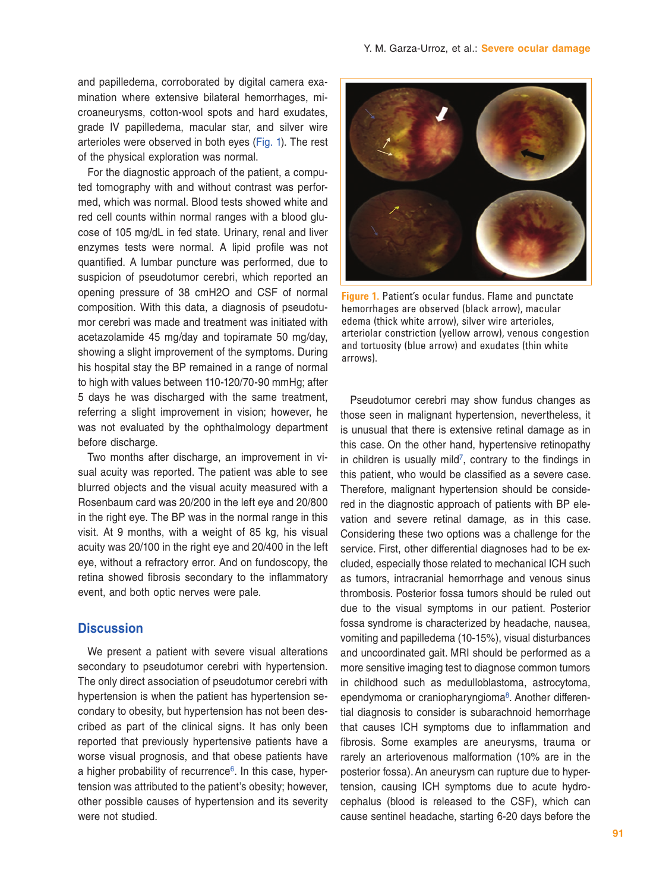and papilledema, corroborated by digital camera examination where extensive bilateral hemorrhages, microaneurysms, cotton-wool spots and hard exudates, grade IV papilledema, macular star, and silver wire arterioles were observed in both eyes (Fig. 1). The rest of the physical exploration was normal.

For the diagnostic approach of the patient, a computed tomography with and without contrast was performed, which was normal. Blood tests showed white and red cell counts within normal ranges with a blood glucose of 105 mg/dL in fed state. Urinary, renal and liver enzymes tests were normal. A lipid profile was not quantified. A lumbar puncture was performed, due to suspicion of pseudotumor cerebri, which reported an opening pressure of 38 cmH2O and CSF of normal composition. With this data, a diagnosis of pseudotumor cerebri was made and treatment was initiated with acetazolamide 45 mg/day and topiramate 50 mg/day, showing a slight improvement of the symptoms. During his hospital stay the BP remained in a range of normal to high with values between 110-120/70-90 mmHg; after 5 days he was discharged with the same treatment, referring a slight improvement in vision; however, he was not evaluated by the ophthalmology department before discharge.

Two months after discharge, an improvement in visual acuity was reported. The patient was able to see blurred objects and the visual acuity measured with a Rosenbaum card was 20/200 in the left eye and 20/800 in the right eye. The BP was in the normal range in this visit. At 9 months, with a weight of 85 kg, his visual acuity was 20/100 in the right eye and 20/400 in the left eye, without a refractory error. And on fundoscopy, the retina showed fibrosis secondary to the inflammatory event, and both optic nerves were pale.

**Figure 1.** Patient's ocular fundus. Flame and punctate hemorrhages are observed (black arrow), macular edema (thick white arrow), silver wire arterioles, arteriolar constriction (yellow arrow), venous congestion and tortuosity (blue arrow) and exudates (thin white arrows).

## Discussion

We present a patient with severe visual alterations secondary to pseudotumor cerebri with hypertension. The only direct association of pseudotumor cerebri with hypertension is when the patient has hypertension secondary to obesity, but hypertension has not been described as part of the clinical signs. It has only been reported that previously hypertensive patients have a worse visual prognosis, and that obese patients have a higher probability of recurrence[6]. In this case, hypertension was attributed to the patient's obesity; however, other possible causes of hypertension and its severity were not studied.

Pseudotumor cerebri may show fundus changes as those seen in malignant hypertension, nevertheless, it is unusual that there is extensive retinal damage as in this case. On the other hand, hypertensive retinopathy in children is usually mild[7], contrary to the findings in this patient, who would be classified as a severe case. Therefore, malignant hypertension should be considered in the diagnostic approach of patients with BP elevation and severe retinal damage, as in this case. Considering these two options was a challenge for the service. First, other differential diagnoses had to be excluded, especially those related to mechanical ICH such as tumors, intracranial hemorrhage and venous sinus thrombosis. Posterior fossa tumors should be ruled out due to the visual symptoms in our patient. Posterior fossa syndrome is characterized by headache, nausea, vomiting and papilledema (10-15%), visual disturbances and uncoordinated gait. MRI should be performed as a more sensitive imaging test to diagnose common tumors in childhood such as medulloblastoma, astrocytoma, ependymoma or craniopharyngioma[8]. Another differential diagnosis to consider is subarachnoid hemorrhage that causes ICH symptoms due to inflammation and fibrosis. Some examples are aneurysms, trauma or rarely an arteriovenous malformation (10% are in the posterior fossa). An aneurysm can rupture due to hypertension, causing ICH symptoms due to acute hydrocephalus (blood is released to the CSF), which can cause sentinel headache, starting 6-20 days before the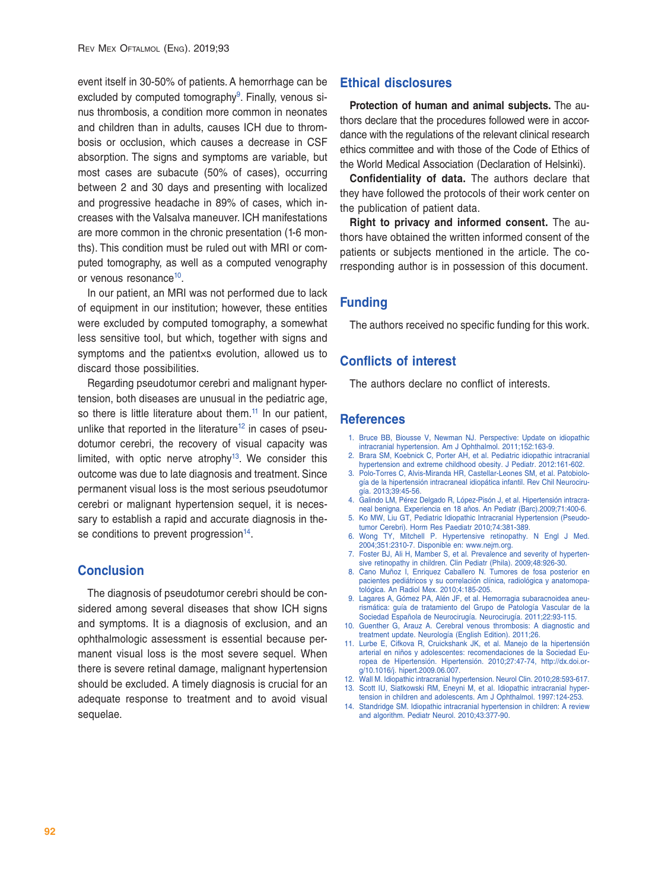event itself in 30-50% of patients. A hemorrhage can be excluded by computed tomography[9]. Finally, venous sinus thrombosis, a condition more common in neonates and children than in adults, causes ICH due to thrombosis or occlusion, which causes a decrease in CSF absorption. The signs and symptoms are variable, but most cases are subacute (50% of cases), occurring between 2 and 30 days and presenting with localized and progressive headache in 89% of cases, which increases with the Valsalva maneuver. ICH manifestations are more common in the chronic presentation (1-6 months). This condition must be ruled out with MRI or computed tomography, as well as a computed venography or venous resonance[10].

In our patient, an MRI was not performed due to lack of equipment in our institution; however, these entities were excluded by computed tomography, a somewhat less sensitive tool, but which, together with signs and symptoms and the patient×s evolution, allowed us to discard those possibilities.

Regarding pseudotumor cerebri and malignant hypertension, both diseases are unusual in the pediatric age, so there is little literature about them.[11] In our patient, unlike that reported in the literature[12] in cases of pseudotumor cerebri, the recovery of visual capacity was limited, with optic nerve atrophy[13]. We consider this outcome was due to late diagnosis and treatment. Since permanent visual loss is the most serious pseudotumor cerebri or malignant hypertension sequel, it is necessary to establish a rapid and accurate diagnosis in these conditions to prevent progression[14].

## Conclusion

The diagnosis of pseudotumor cerebri should be considered among several diseases that show ICH signs and symptoms. It is a diagnosis of exclusion, and an ophthalmologic assessment is essential because permanent visual loss is the most severe sequel. When there is severe retinal damage, malignant hypertension should be excluded. A timely diagnosis is crucial for an adequate response to treatment and to avoid visual sequelae.

## Ethical disclosures

**Protection of human and animal subjects.** The authors declare that the procedures followed were in accordance with the regulations of the relevant clinical research ethics committee and with those of the Code of Ethics of the World Medical Association (Declaration of Helsinki).

**Confidentiality of data.** The authors declare that they have followed the protocols of their work center on the publication of patient data.

**Right to privacy and informed consent.** The authors have obtained the written informed consent of the patients or subjects mentioned in the article. The corresponding author is in possession of this document.

## Funding

The authors received no specific funding for this work.

## Conflicts of interest

The authors declare no conflict of interests.

## References

1. Bruce BB, Biousse V, Newman NJ. Perspective: Update on idiopathic intracranial hypertension. Am J Ophthalmol. 2011;152:163-9.
2. Brara SM, Koebnick C, Porter AH, et al. Pediatric idiopathic intracranial hypertension and extreme childhood obesity. J Pediatr. 2012:161-602.
3. Polo-Torres C, Alvis-Miranda HR, Castellar-Leones SM, et al. Patobiología de la hipertensión intracraneal idiopática infantil. Rev Chil Neurocirugía. 2013;39:45-56.
4. Galindo LM, Pérez Delgado R, López-Pisón J, et al. Hipertensión intracraneal benigna. Experiencia en 18 años. An Pediatr (Barc).2009;71:400-6.
5. Ko MW, Liu GT, Pediatric Idiopathic Intracranial Hypertension (Pseudotumor Cerebri). Horm Res Paediatr 2010;74:381-389.
6. Wong TY, Mitchell P. Hypertensive retinopathy. N Engl J Med. 2004;351:2310-7. Disponible en: www.nejm.org.
7. Foster BJ, Ali H, Mamber S, et al. Prevalence and severity of hypertensive retinopathy in children. Clin Pediatr (Phila). 2009;48:926-30.
8. Cano Muñoz I, Enriquez Caballero N. Tumores de fosa posterior en pacientes pediátricos y su correlación clínica, radiológica y anatomopatológica. An Radiol Mex. 2010;4:185-205.
9. Lagares A, Gómez PA, Alén JF, et al. Hemorragia subaracnoidea aneurismática: guía de tratamiento del Grupo de Patología Vascular de la Sociedad Española de Neurocirugía. Neurocirugía. 2011;22:93-115.
10. Guenther G, Arauz A. Cerebral venous thrombosis: A diagnostic and treatment update. Neurología (English Edition). 2011;26.
11. Lurbe E, Cífkova R, Cruickshank JK, et al. Manejo de la hipertensión arterial en niños y adolescentes: recomendaciones de la Sociedad Europea de Hipertensión. Hipertensión. 2010;27:47-74, http://dx.doi.org/10.1016/j. hipert.2009.06.007.
12. Wall M. Idiopathic intracranial hypertension. Neurol Clin. 2010;28:593-617.
13. Scott IU, Siatkowski RM, Eneyni M, et al. Idiopathic intracranial hypertension in children and adolescents. Am J Ophthalmol. 1997:124-253.
14. Standridge SM. Idiopathic intracranial hypertension in children: A review and algorithm. Pediatr Neurol. 2010;43:377-90.